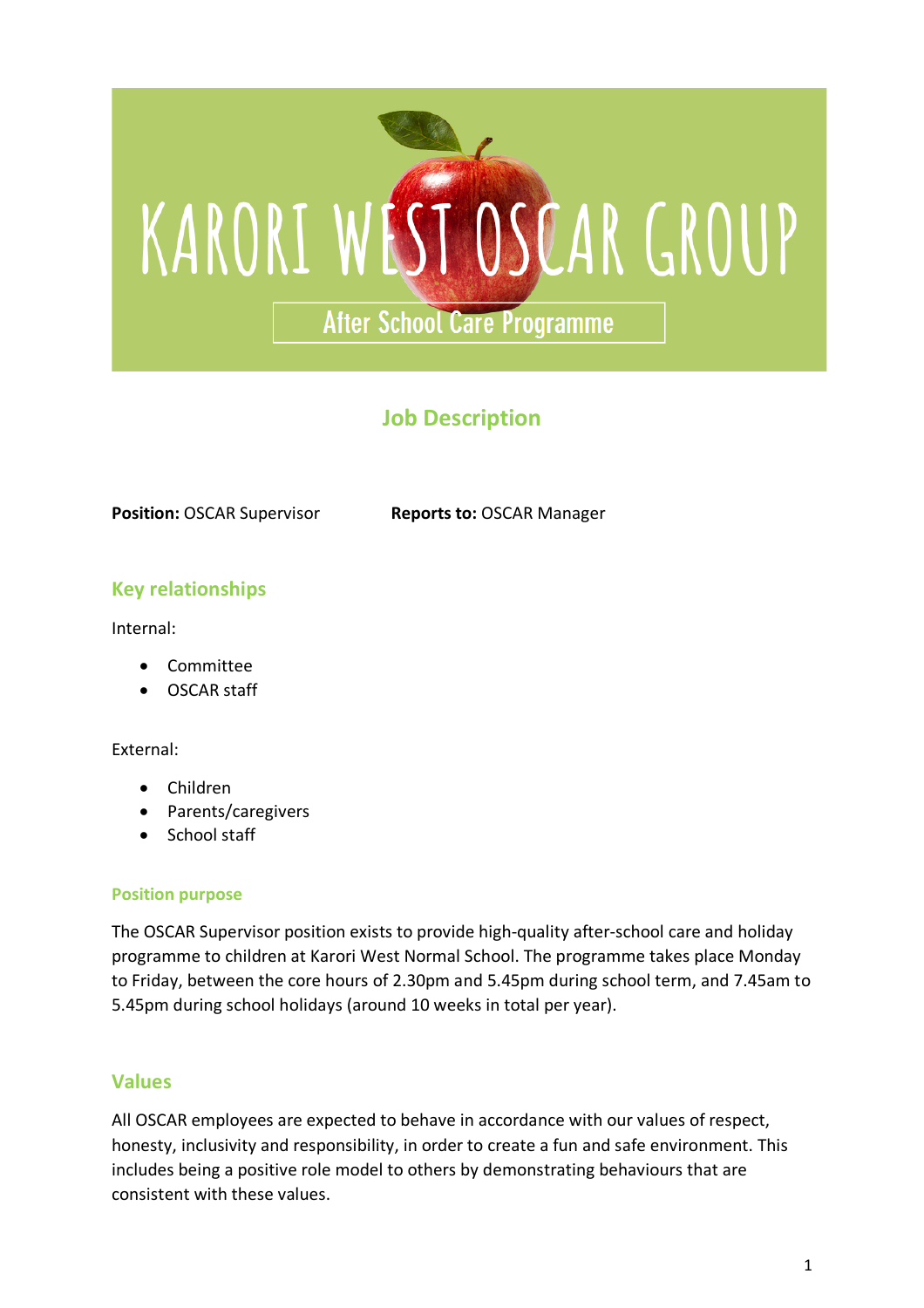# KARORI WEST OSCAR GROUP

After School Care Programme

## Job Description

**Position:** OSCAR Supervisor **Reports to:** OSCAR Manager

## Key relationships

Internal:

- Committee
- OSCAR staff

External:

- Children
- Parents/caregivers
- School staff

### Position purpose

The OSCAR Supervisor position exists to provide high-quality after-school care and holiday programme to children at Karori West Normal School. The programme takes place Monday to Friday, between the core hours of 2.30pm and 5.45pm during school term, and 7.45am to 5.45pm during school holidays (around 10 weeks in total per year).

## Values

All OSCAR employees are expected to behave in accordance with our values of respect, honesty, inclusivity and responsibility, in order to create a fun and safe environment. This includes being a positive role model to others by demonstrating behaviours that are consistent with these values.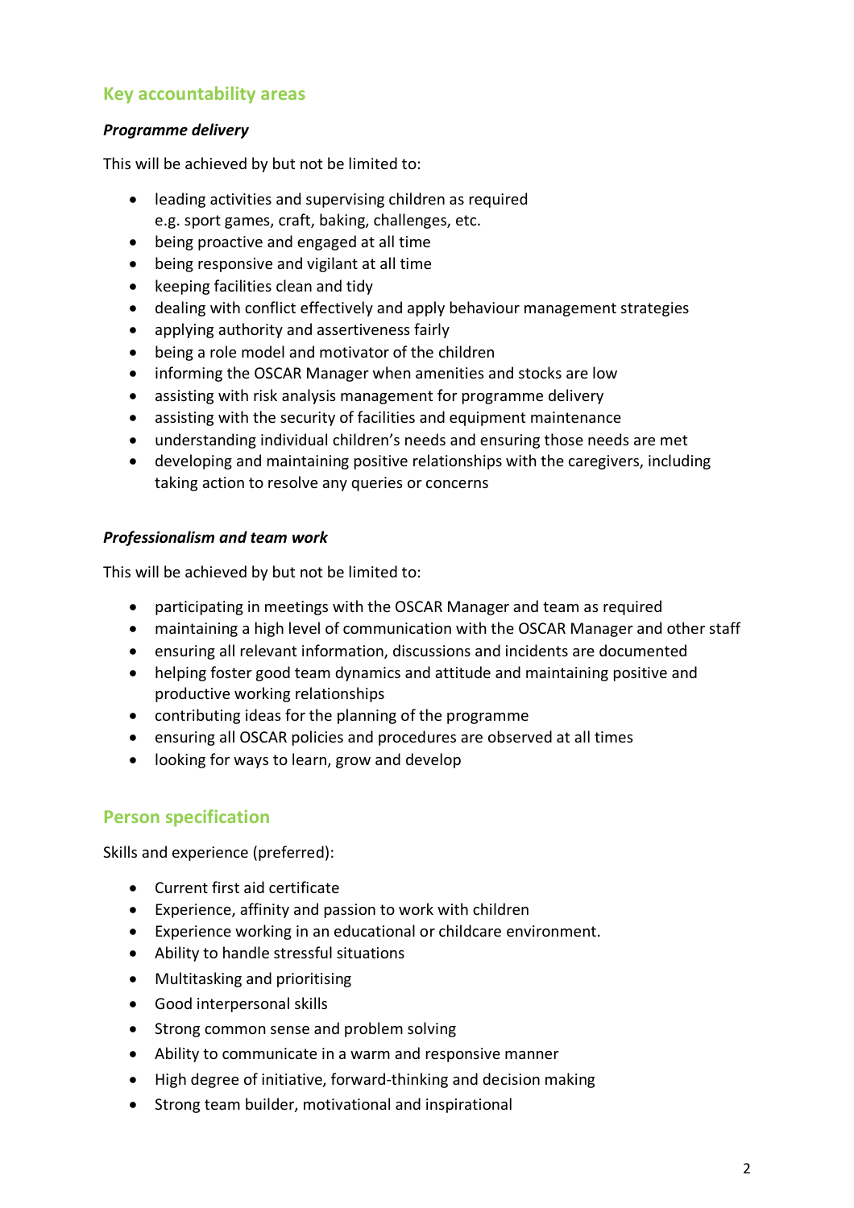## Key accountability areas

***Programme delivery***

This will be achieved by but not be limited to:

- leading activities and supervising children as required e.g. sport games, craft, baking, challenges, etc.
- being proactive and engaged at all time
- being responsive and vigilant at all time
- keeping facilities clean and tidy
- dealing with conflict effectively and apply behaviour management strategies
- applying authority and assertiveness fairly
- being a role model and motivator of the children
- informing the OSCAR Manager when amenities and stocks are low
- assisting with risk analysis management for programme delivery
- assisting with the security of facilities and equipment maintenance
- understanding individual children's needs and ensuring those needs are met
- developing and maintaining positive relationships with the caregivers, including taking action to resolve any queries or concerns

***Professionalism and team work***

This will be achieved by but not be limited to:

- participating in meetings with the OSCAR Manager and team as required
- maintaining a high level of communication with the OSCAR Manager and other staff
- ensuring all relevant information, discussions and incidents are documented
- helping foster good team dynamics and attitude and maintaining positive and productive working relationships
- contributing ideas for the planning of the programme
- ensuring all OSCAR policies and procedures are observed at all times
- looking for ways to learn, grow and develop

## Person specification

Skills and experience (preferred):

- Current first aid certificate
- Experience, affinity and passion to work with children
- Experience working in an educational or childcare environment.
- Ability to handle stressful situations
- Multitasking and prioritising
- Good interpersonal skills
- Strong common sense and problem solving
- Ability to communicate in a warm and responsive manner
- High degree of initiative, forward-thinking and decision making
- Strong team builder, motivational and inspirational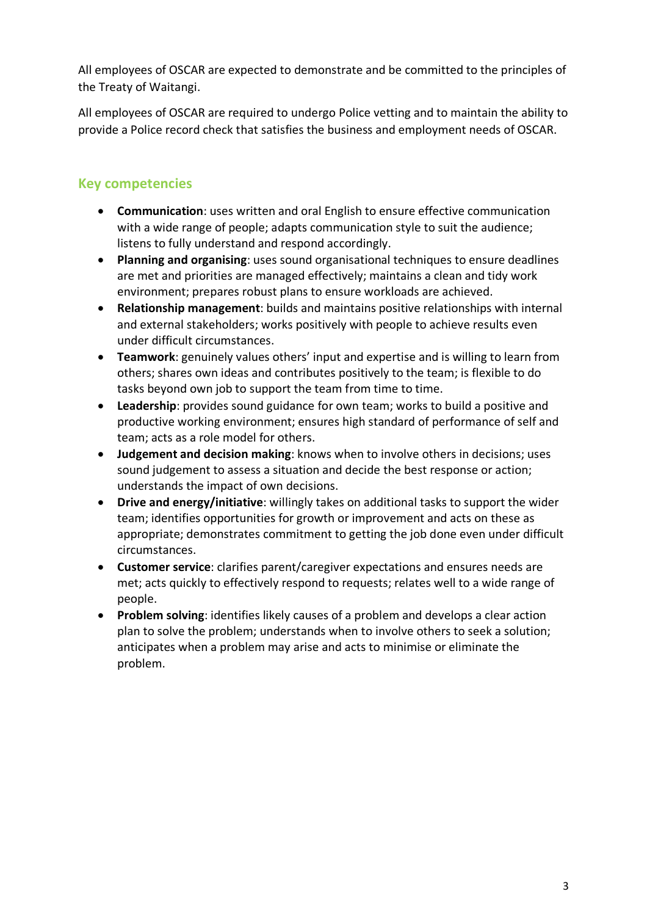All employees of OSCAR are expected to demonstrate and be committed to the principles of the Treaty of Waitangi.

All employees of OSCAR are required to undergo Police vetting and to maintain the ability to provide a Police record check that satisfies the business and employment needs of OSCAR.

## Key competencies

- **Communication**: uses written and oral English to ensure effective communication with a wide range of people; adapts communication style to suit the audience; listens to fully understand and respond accordingly.
- **Planning and organising**: uses sound organisational techniques to ensure deadlines are met and priorities are managed effectively; maintains a clean and tidy work environment; prepares robust plans to ensure workloads are achieved.
- **Relationship management**: builds and maintains positive relationships with internal and external stakeholders; works positively with people to achieve results even under difficult circumstances.
- **Teamwork**: genuinely values others' input and expertise and is willing to learn from others; shares own ideas and contributes positively to the team; is flexible to do tasks beyond own job to support the team from time to time.
- **Leadership**: provides sound guidance for own team; works to build a positive and productive working environment; ensures high standard of performance of self and team; acts as a role model for others.
- **Judgement and decision making**: knows when to involve others in decisions; uses sound judgement to assess a situation and decide the best response or action; understands the impact of own decisions.
- **Drive and energy/initiative**: willingly takes on additional tasks to support the wider team; identifies opportunities for growth or improvement and acts on these as appropriate; demonstrates commitment to getting the job done even under difficult circumstances.
- **Customer service**: clarifies parent/caregiver expectations and ensures needs are met; acts quickly to effectively respond to requests; relates well to a wide range of people.
- **Problem solving**: identifies likely causes of a problem and develops a clear action plan to solve the problem; understands when to involve others to seek a solution; anticipates when a problem may arise and acts to minimise or eliminate the problem.